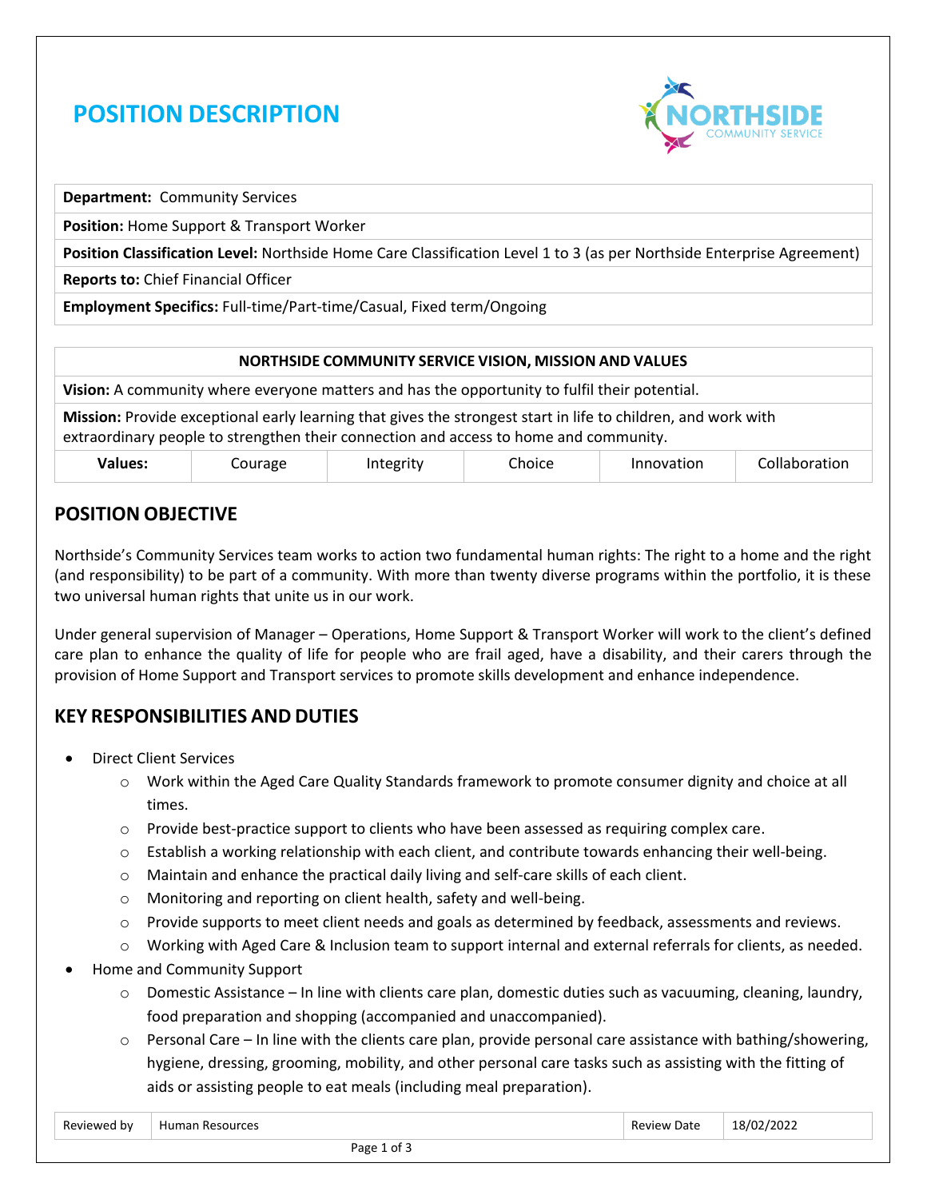# POSITION DESCRIPTION

| **Department:** Community Services |
|---|
| **Position:** Home Support & Transport Worker |
| **Position Classification Level:** Northside Home Care Classification Level 1 to 3 (as per Northside Enterprise Agreement) |
| **Reports to:** Chief Financial Officer |
| **Employment Specifics:** Full-time/Part-time/Casual, Fixed term/Ongoing |

| **NORTHSIDE COMMUNITY SERVICE VISION, MISSION AND VALUES** | | | | | |
|---|---|---|---|---|---|
| **Vision:** A community where everyone matters and has the opportunity to fulfil their potential. | | | | | |
| **Mission:** Provide exceptional early learning that gives the strongest start in life to children, and work with extraordinary people to strengthen their connection and access to home and community. | | | | | |
| **Values:** | Courage | Integrity | Choice | Innovation | Collaboration |

## POSITION OBJECTIVE

Northside's Community Services team works to action two fundamental human rights: The right to a home and the right (and responsibility) to be part of a community. With more than twenty diverse programs within the portfolio, it is these two universal human rights that unite us in our work.

Under general supervision of Manager – Operations, Home Support & Transport Worker will work to the client's defined care plan to enhance the quality of life for people who are frail aged, have a disability, and their carers through the provision of Home Support and Transport services to promote skills development and enhance independence.

## KEY RESPONSIBILITIES AND DUTIES

- Direct Client Services
  - Work within the Aged Care Quality Standards framework to promote consumer dignity and choice at all times.
  - Provide best-practice support to clients who have been assessed as requiring complex care.
  - Establish a working relationship with each client, and contribute towards enhancing their well-being.
  - Maintain and enhance the practical daily living and self-care skills of each client.
  - Monitoring and reporting on client health, safety and well-being.
  - Provide supports to meet client needs and goals as determined by feedback, assessments and reviews.
  - Working with Aged Care & Inclusion team to support internal and external referrals for clients, as needed.
- Home and Community Support
  - Domestic Assistance – In line with clients care plan, domestic duties such as vacuuming, cleaning, laundry, food preparation and shopping (accompanied and unaccompanied).
  - Personal Care – In line with the clients care plan, provide personal care assistance with bathing/showering, hygiene, dressing, grooming, mobility, and other personal care tasks such as assisting with the fitting of aids or assisting people to eat meals (including meal preparation).

| Reviewed by | Human Resources | Review Date | 18/02/2022 |
|---|---|---|---|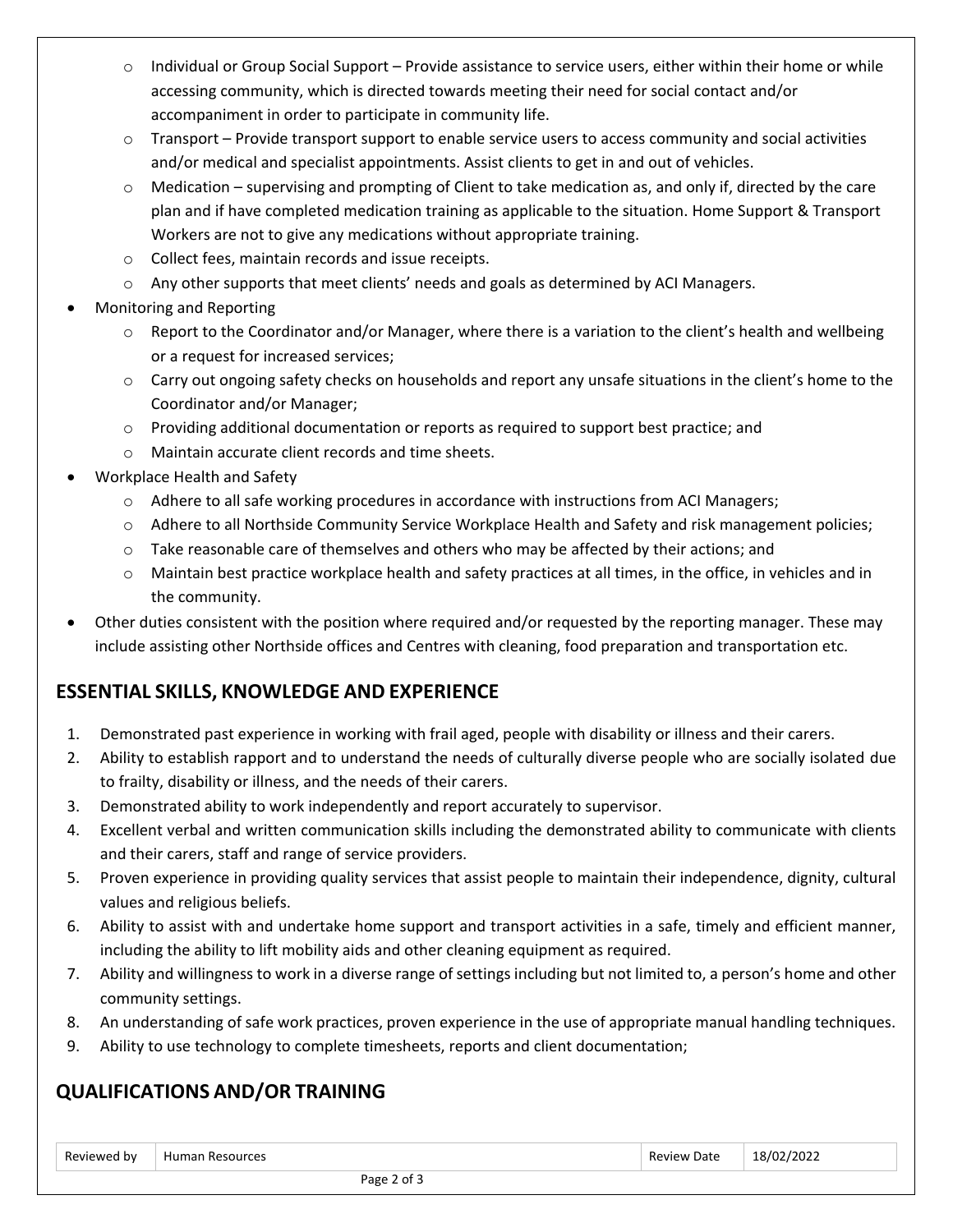- Individual or Group Social Support – Provide assistance to service users, either within their home or while accessing community, which is directed towards meeting their need for social contact and/or accompaniment in order to participate in community life.
  - Transport – Provide transport support to enable service users to access community and social activities and/or medical and specialist appointments. Assist clients to get in and out of vehicles.
  - Medication – supervising and prompting of Client to take medication as, and only if, directed by the care plan and if have completed medication training as applicable to the situation. Home Support & Transport Workers are not to give any medications without appropriate training.
  - Collect fees, maintain records and issue receipts.
  - Any other supports that meet clients' needs and goals as determined by ACI Managers.
- Monitoring and Reporting
  - Report to the Coordinator and/or Manager, where there is a variation to the client's health and wellbeing or a request for increased services;
  - Carry out ongoing safety checks on households and report any unsafe situations in the client's home to the Coordinator and/or Manager;
  - Providing additional documentation or reports as required to support best practice; and
  - Maintain accurate client records and time sheets.
- Workplace Health and Safety
  - Adhere to all safe working procedures in accordance with instructions from ACI Managers;
  - Adhere to all Northside Community Service Workplace Health and Safety and risk management policies;
  - Take reasonable care of themselves and others who may be affected by their actions; and
  - Maintain best practice workplace health and safety practices at all times, in the office, in vehicles and in the community.
- Other duties consistent with the position where required and/or requested by the reporting manager. These may include assisting other Northside offices and Centres with cleaning, food preparation and transportation etc.

## ESSENTIAL SKILLS, KNOWLEDGE AND EXPERIENCE

1. Demonstrated past experience in working with frail aged, people with disability or illness and their carers.
2. Ability to establish rapport and to understand the needs of culturally diverse people who are socially isolated due to frailty, disability or illness, and the needs of their carers.
3. Demonstrated ability to work independently and report accurately to supervisor.
4. Excellent verbal and written communication skills including the demonstrated ability to communicate with clients and their carers, staff and range of service providers.
5. Proven experience in providing quality services that assist people to maintain their independence, dignity, cultural values and religious beliefs.
6. Ability to assist with and undertake home support and transport activities in a safe, timely and efficient manner, including the ability to lift mobility aids and other cleaning equipment as required.
7. Ability and willingness to work in a diverse range of settings including but not limited to, a person's home and other community settings.
8. An understanding of safe work practices, proven experience in the use of appropriate manual handling techniques.
9. Ability to use technology to complete timesheets, reports and client documentation;

## QUALIFICATIONS AND/OR TRAINING

| Reviewed by | Human Resources | Review Date | 18/02/2022 |
|---|---|---|---|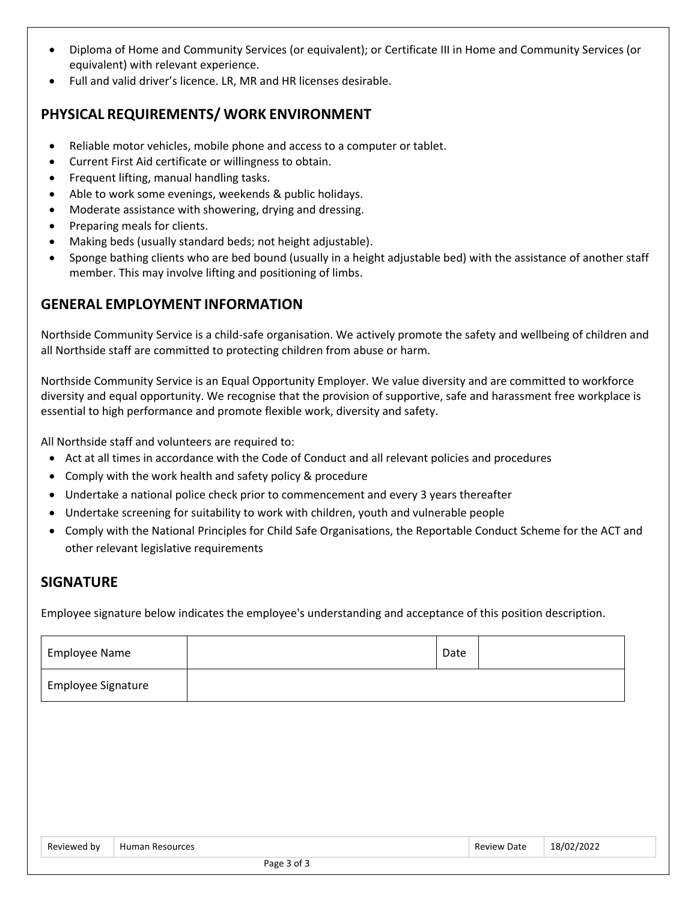- Diploma of Home and Community Services (or equivalent); or Certificate III in Home and Community Services (or equivalent) with relevant experience.
- Full and valid driver's licence. LR, MR and HR licenses desirable.

## PHYSICAL REQUIREMENTS/ WORK ENVIRONMENT

- Reliable motor vehicles, mobile phone and access to a computer or tablet.
- Current First Aid certificate or willingness to obtain.
- Frequent lifting, manual handling tasks.
- Able to work some evenings, weekends & public holidays.
- Moderate assistance with showering, drying and dressing.
- Preparing meals for clients.
- Making beds (usually standard beds; not height adjustable).
- Sponge bathing clients who are bed bound (usually in a height adjustable bed) with the assistance of another staff member. This may involve lifting and positioning of limbs.

## GENERAL EMPLOYMENT INFORMATION

Northside Community Service is a child-safe organisation. We actively promote the safety and wellbeing of children and all Northside staff are committed to protecting children from abuse or harm.

Northside Community Service is an Equal Opportunity Employer. We value diversity and are committed to workforce diversity and equal opportunity. We recognise that the provision of supportive, safe and harassment free workplace is essential to high performance and promote flexible work, diversity and safety.

All Northside staff and volunteers are required to:

- Act at all times in accordance with the Code of Conduct and all relevant policies and procedures
- Comply with the work health and safety policy & procedure
- Undertake a national police check prior to commencement and every 3 years thereafter
- Undertake screening for suitability to work with children, youth and vulnerable people
- Comply with the National Principles for Child Safe Organisations, the Reportable Conduct Scheme for the ACT and other relevant legislative requirements

## SIGNATURE

Employee signature below indicates the employee's understanding and acceptance of this position description.

| | | | |
|---|---|---|---|
| Employee Name | | Date | |
| Employee Signature | | | |

| | | | |
|---|---|---|---|
| Reviewed by | Human Resources | Review Date | 18/02/2022 |